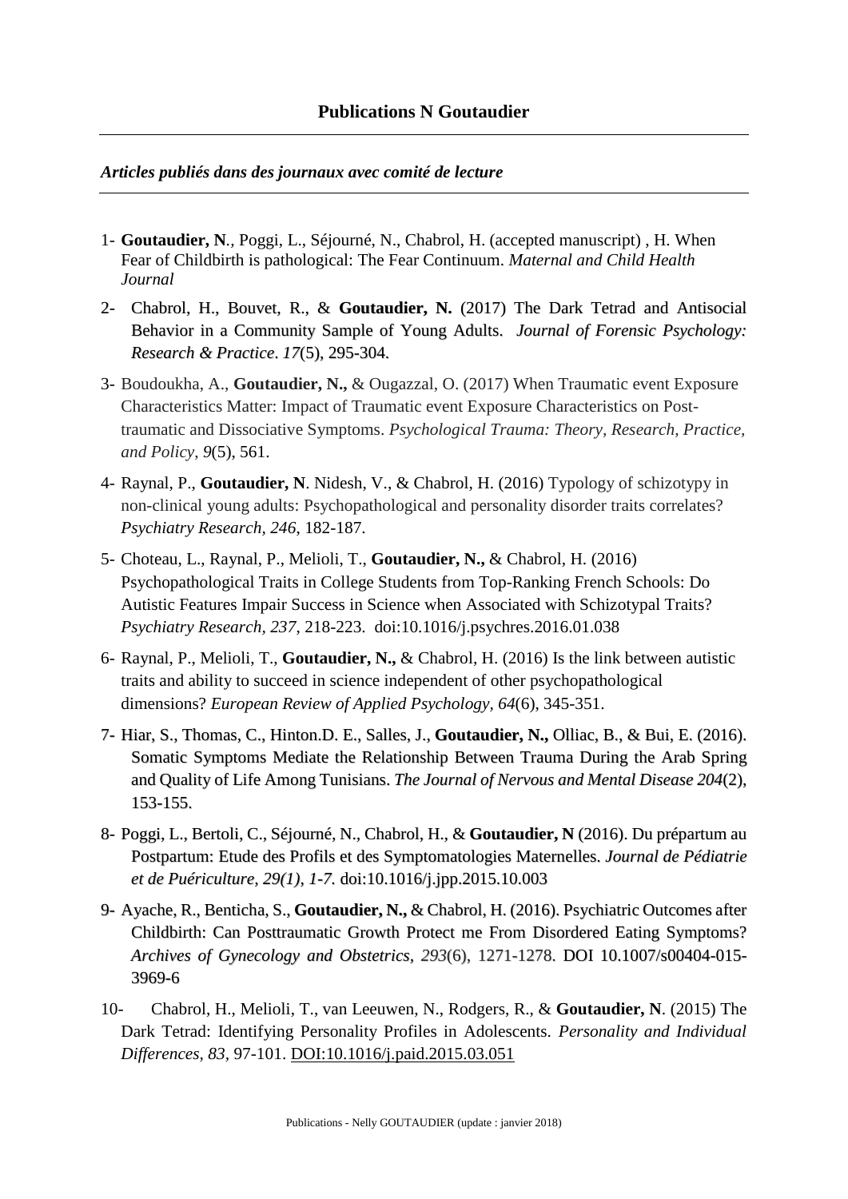# Publications N Goutaudier

### *Articles publiés dans des journaux avec comité de lecture*

1- **Goutaudier, N**., Poggi, L., Séjourné, N., Chabrol, H. (accepted manuscript) , H. When Fear of Childbirth is pathological: The Fear Continuum. *Maternal and Child Health Journal*

2- Chabrol, H., Bouvet, R., & **Goutaudier, N.** (2017) The Dark Tetrad and Antisocial Behavior in a Community Sample of Young Adults. *Journal of Forensic Psychology: Research & Practice*. *17*(5), 295-304.

3- Boudoukha, A., **Goutaudier, N.,** & Ougazzal, O. (2017) When Traumatic event Exposure Characteristics Matter: Impact of Traumatic event Exposure Characteristics on Post-traumatic and Dissociative Symptoms. *Psychological Trauma: Theory, Research, Practice, and Policy*, *9*(5), 561.

4- Raynal, P., **Goutaudier, N**. Nidesh, V., & Chabrol, H. (2016) Typology of schizotypy in non-clinical young adults: Psychopathological and personality disorder traits correlates? *Psychiatry Research, 246*, 182-187.

5- Choteau, L., Raynal, P., Melioli, T., **Goutaudier, N.,** & Chabrol, H. (2016) Psychopathological Traits in College Students from Top-Ranking French Schools: Do Autistic Features Impair Success in Science when Associated with Schizotypal Traits? *Psychiatry Research*, *237*, 218-223. doi:10.1016/j.psychres.2016.01.038

6- Raynal, P., Melioli, T., **Goutaudier, N.,** & Chabrol, H. (2016) Is the link between autistic traits and ability to succeed in science independent of other psychopathological dimensions? *European Review of Applied Psychology, 64*(6), 345-351.

7- Hiar, S., Thomas, C., Hinton.D. E., Salles, J., **Goutaudier, N.,** Olliac, B., & Bui, E. (2016). Somatic Symptoms Mediate the Relationship Between Trauma During the Arab Spring and Quality of Life Among Tunisians. *The Journal of Nervous and Mental Disease 204*(2), 153-155.

8- Poggi, L., Bertoli, C., Séjourné, N., Chabrol, H., & **Goutaudier, N** (2016). Du prépartum au Postpartum: Etude des Profils et des Symptomatologies Maternelles. *Journal de Pédiatrie et de Puériculture*, *29(1), 1-7*. doi:10.1016/j.jpp.2015.10.003

9- Ayache, R., Benticha, S., **Goutaudier, N.,** & Chabrol, H. (2016). Psychiatric Outcomes after Childbirth: Can Posttraumatic Growth Protect me From Disordered Eating Symptoms? *Archives of Gynecology and Obstetrics*, *293*(6), 1271-1278. DOI 10.1007/s00404-015-3969-6

10- Chabrol, H., Melioli, T., van Leeuwen, N., Rodgers, R., & **Goutaudier, N**. (2015) The Dark Tetrad: Identifying Personality Profiles in Adolescents. *Personality and Individual Differences*, *83*, 97-101. DOI:10.1016/j.paid.2015.03.051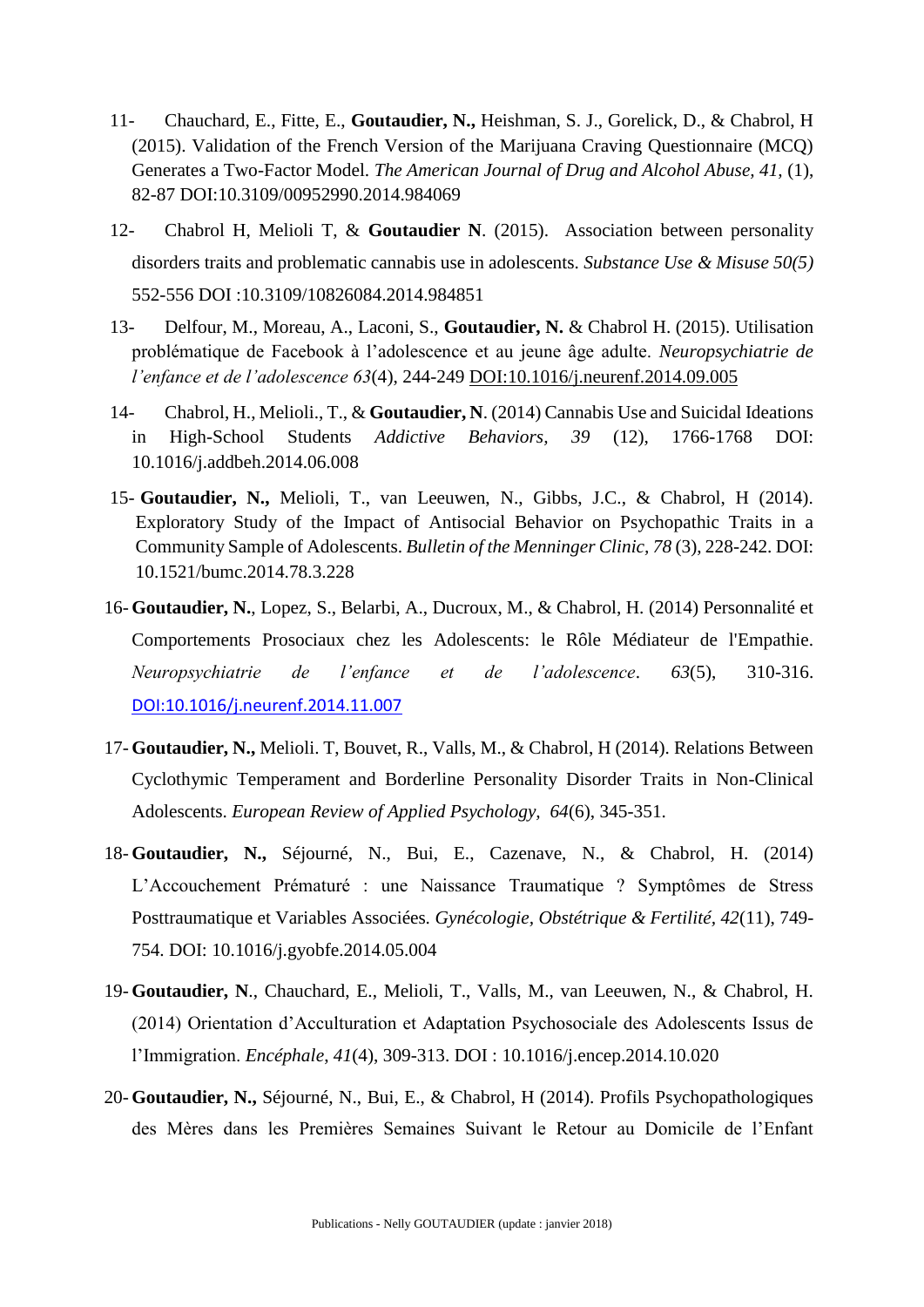11- Chauchard, E., Fitte, E., **Goutaudier, N.,** Heishman, S. J., Gorelick, D., & Chabrol, H (2015). Validation of the French Version of the Marijuana Craving Questionnaire (MCQ) Generates a Two-Factor Model. *The American Journal of Drug and Alcohol Abuse, 41,* (1), 82-87 DOI:10.3109/00952990.2014.984069

12- Chabrol H, Melioli T, & **Goutaudier N**. (2015). Association between personality disorders traits and problematic cannabis use in adolescents. *Substance Use & Misuse 50(5)* 552-556 DOI :10.3109/10826084.2014.984851

13- Delfour, M., Moreau, A., Laconi, S., **Goutaudier, N.** & Chabrol H. (2015). Utilisation problématique de Facebook à l'adolescence et au jeune âge adulte. *Neuropsychiatrie de l'enfance et de l'adolescence 63*(4), 244-249 DOI:10.1016/j.neurenf.2014.09.005

14- Chabrol, H., Melioli., T., & **Goutaudier, N**. (2014) Cannabis Use and Suicidal Ideations in High-School Students *Addictive Behaviors, 39* (12), 1766-1768 DOI: 10.1016/j.addbeh.2014.06.008

15- **Goutaudier, N.,** Melioli, T., van Leeuwen, N., Gibbs, J.C., & Chabrol, H (2014). Exploratory Study of the Impact of Antisocial Behavior on Psychopathic Traits in a Community Sample of Adolescents. *Bulletin of the Menninger Clinic, 78* (3), 228-242. DOI: 10.1521/bumc.2014.78.3.228

16- **Goutaudier, N.**, Lopez, S., Belarbi, A., Ducroux, M., & Chabrol, H. (2014) Personnalité et Comportements Prosociaux chez les Adolescents: le Rôle Médiateur de l'Empathie. *Neuropsychiatrie de l'enfance et de l'adolescence*. *63*(5), 310-316. DOI:10.1016/j.neurenf.2014.11.007

17- **Goutaudier, N.,** Melioli. T, Bouvet, R., Valls, M., & Chabrol, H (2014). Relations Between Cyclothymic Temperament and Borderline Personality Disorder Traits in Non-Clinical Adolescents. *European Review of Applied Psychology, 64*(6), 345-351.

18- **Goutaudier, N.,** Séjourné, N., Bui, E., Cazenave, N., & Chabrol, H. (2014) L'Accouchement Prématuré : une Naissance Traumatique ? Symptômes de Stress Posttraumatique et Variables Associées. *Gynécologie, Obstétrique & Fertilité, 42*(11), 749-754. DOI: 10.1016/j.gyobfe.2014.05.004

19- **Goutaudier, N**., Chauchard, E., Melioli, T., Valls, M., van Leeuwen, N., & Chabrol, H. (2014) Orientation d'Acculturation et Adaptation Psychosociale des Adolescents Issus de l'Immigration. *Encéphale*, *41*(4), 309-313. DOI : 10.1016/j.encep.2014.10.020

20- **Goutaudier, N.,** Séjourné, N., Bui, E., & Chabrol, H (2014). Profils Psychopathologiques des Mères dans les Premières Semaines Suivant le Retour au Domicile de l'Enfant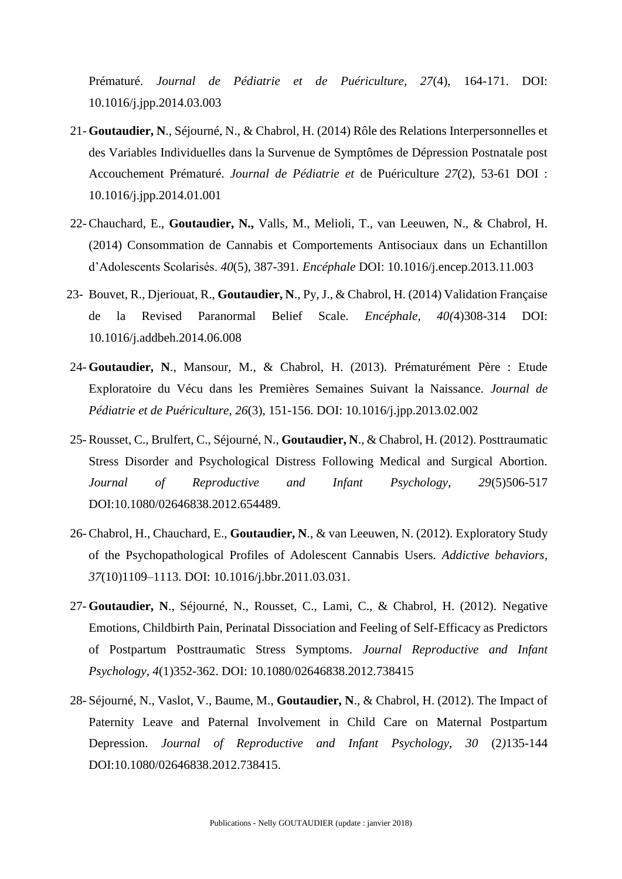Prématuré. *Journal de Pédiatrie et de Puériculture, 27*(4), 164-171. DOI: 10.1016/j.jpp.2014.03.003

21- **Goutaudier, N**., Séjourné, N., & Chabrol, H. (2014) Rôle des Relations Interpersonnelles et des Variables Individuelles dans la Survenue de Symptômes de Dépression Postnatale post Accouchement Prématuré. *Journal de Pédiatrie et* de Puériculture *27*(2), 53-61 DOI : 10.1016/j.jpp.2014.01.001

22- Chauchard, E., **Goutaudier, N.,** Valls, M., Melioli, T., van Leeuwen, N., & Chabrol, H. (2014) Consommation de Cannabis et Comportements Antisociaux dans un Echantillon d'Adolescents Scolarisés. *40*(5), 387-391. *Encéphale* DOI: 10.1016/j.encep.2013.11.003

23- Bouvet, R., Djeriouat, R., **Goutaudier, N**., Py, J., & Chabrol, H. (2014) Validation Française de la Revised Paranormal Belief Scale. *Encéphale*, *40(*4)308-314 DOI: 10.1016/j.addbeh.2014.06.008

24- **Goutaudier, N**., Mansour, M., & Chabrol, H. (2013). Prématurément Père : Etude Exploratoire du Vécu dans les Premières Semaines Suivant la Naissance. *Journal de Pédiatrie et de Puériculture*, *26*(3), 151-156. DOI: 10.1016/j.jpp.2013.02.002

25- Rousset, C., Brulfert, C., Séjourné, N., **Goutaudier, N**., & Chabrol, H. (2012). Posttraumatic Stress Disorder and Psychological Distress Following Medical and Surgical Abortion. *Journal of Reproductive and Infant Psychology, 29*(5)506-517 DOI:10.1080/02646838.2012.654489.

26- Chabrol, H., Chauchard, E., **Goutaudier, N**., & van Leeuwen, N. (2012). Exploratory Study of the Psychopathological Profiles of Adolescent Cannabis Users. *Addictive behaviors*, *37*(10)1109–1113. DOI: 10.1016/j.bbr.2011.03.031.

27- **Goutaudier, N**., Séjourné, N., Rousset, C., Lami, C., & Chabrol, H. (2012). Negative Emotions, Childbirth Pain, Perinatal Dissociation and Feeling of Self-Efficacy as Predictors of Postpartum Posttraumatic Stress Symptoms. *Journal Reproductive and Infant Psychology*, *4*(1)352-362. DOI: 10.1080/02646838.2012.738415

28- Séjourné, N., Vaslot, V., Baume, M., **Goutaudier, N**., & Chabrol, H. (2012). The Impact of Paternity Leave and Paternal Involvement in Child Care on Maternal Postpartum Depression. *Journal of Reproductive and Infant Psychology*, *30* (2*)*135-144 DOI:10.1080/02646838.2012.738415.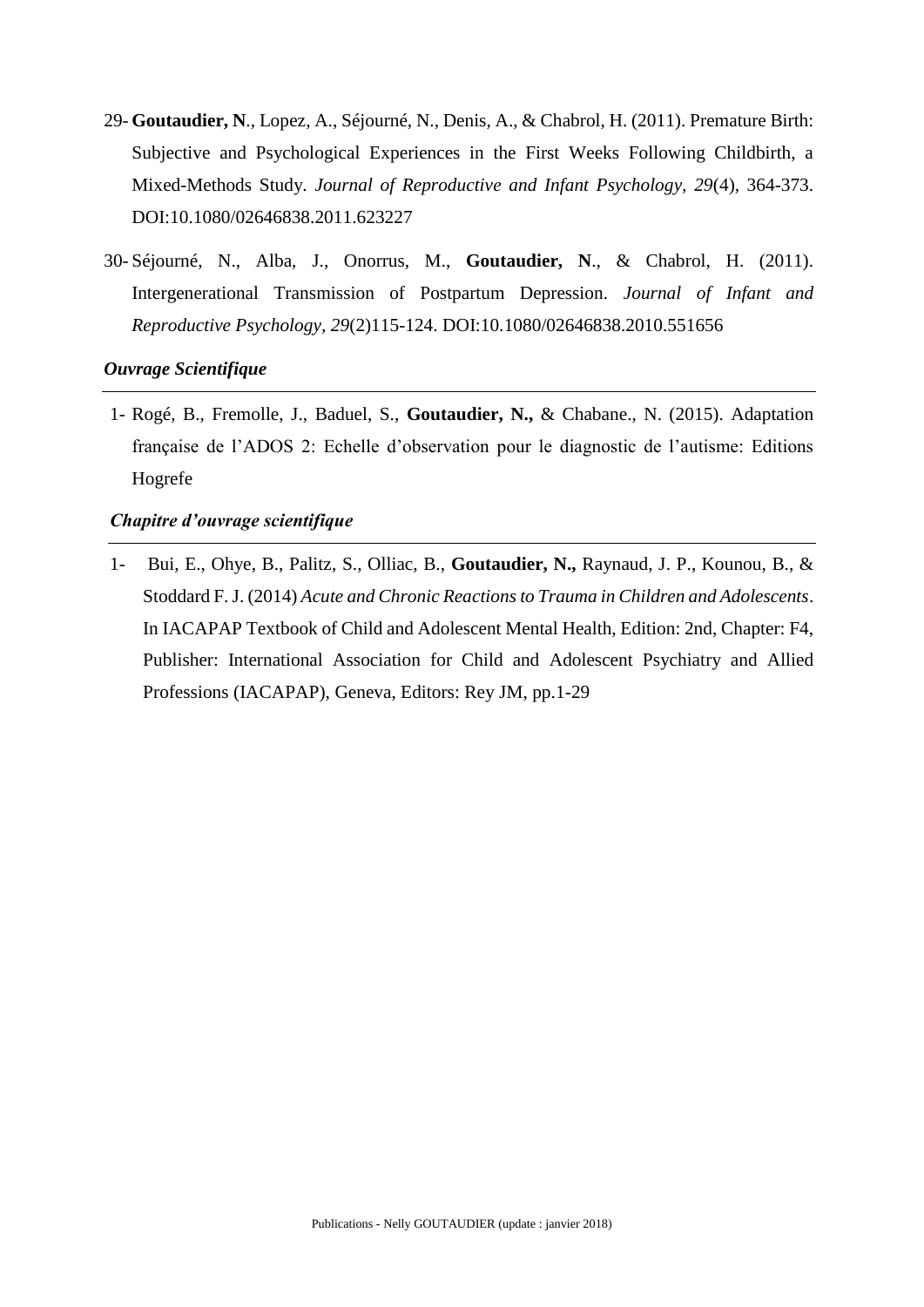29- **Goutaudier, N**., Lopez, A., Séjourné, N., Denis, A., & Chabrol, H. (2011). Premature Birth: Subjective and Psychological Experiences in the First Weeks Following Childbirth, a Mixed-Methods Study. *Journal of Reproductive and Infant Psychology, 29*(4), 364-373. DOI:10.1080/02646838.2011.623227

30- Séjourné, N., Alba, J., Onorrus, M., **Goutaudier, N**., & Chabrol, H. (2011). Intergenerational Transmission of Postpartum Depression. *Journal of Infant and Reproductive Psychology, 29*(2)115-124. DOI:10.1080/02646838.2010.551656

### *Ouvrage Scientifique*

1- Rogé, B., Fremolle, J., Baduel, S., **Goutaudier, N.,** & Chabane., N. (2015). Adaptation française de l'ADOS 2: Echelle d'observation pour le diagnostic de l'autisme: Editions Hogrefe

### *Chapitre d'ouvrage scientifique*

1- Bui, E., Ohye, B., Palitz, S., Olliac, B., **Goutaudier, N.,** Raynaud, J. P., Kounou, B., & Stoddard F. J. (2014) *Acute and Chronic Reactions to Trauma in Children and Adolescents*. In IACAPAP Textbook of Child and Adolescent Mental Health, Edition: 2nd, Chapter: F4, Publisher: International Association for Child and Adolescent Psychiatry and Allied Professions (IACAPAP), Geneva, Editors: Rey JM, pp.1-29